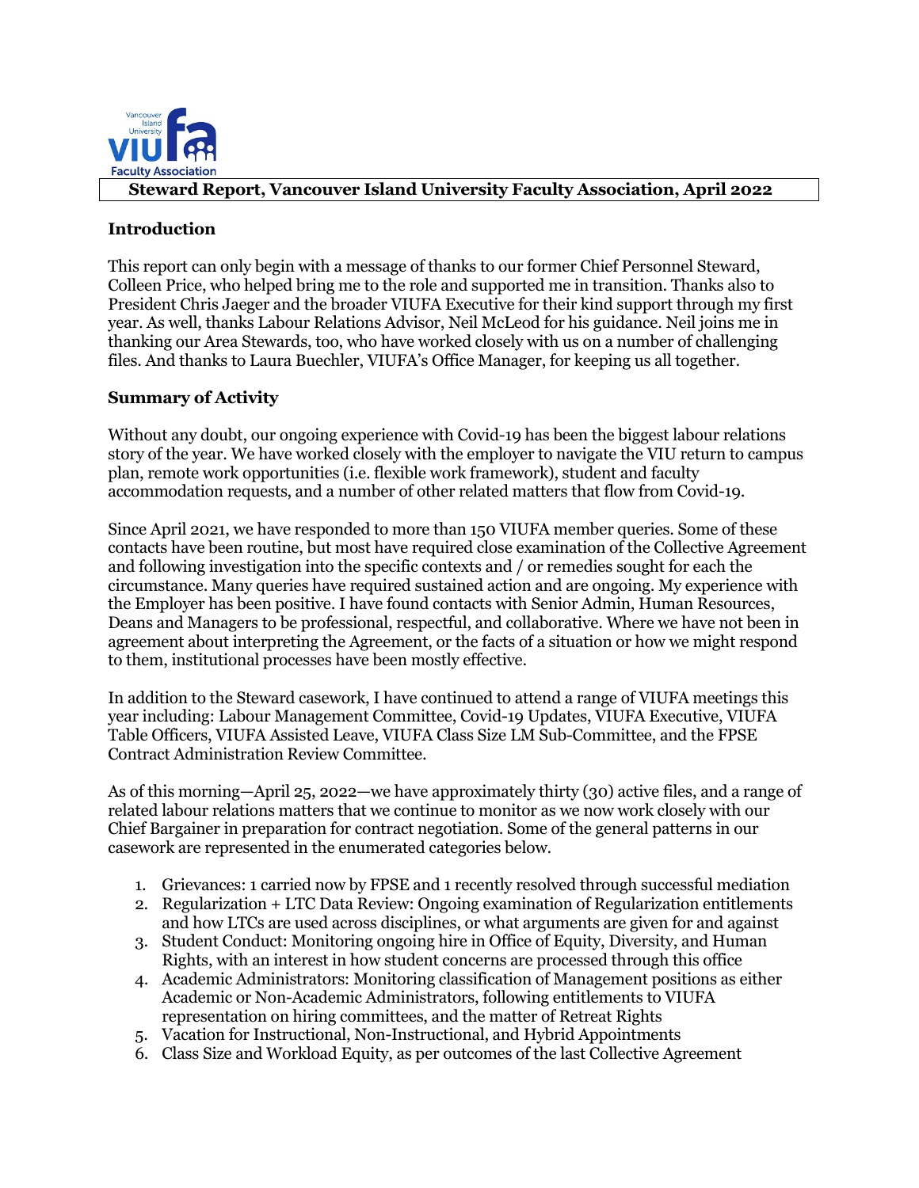# Steward Report, Vancouver Island University Faculty Association, April 2022

## Introduction

This report can only begin with a message of thanks to our former Chief Personnel Steward, Colleen Price, who helped bring me to the role and supported me in transition. Thanks also to President Chris Jaeger and the broader VIUFA Executive for their kind support through my first year. As well, thanks Labour Relations Advisor, Neil McLeod for his guidance. Neil joins me in thanking our Area Stewards, too, who have worked closely with us on a number of challenging files. And thanks to Laura Buechler, VIUFA's Office Manager, for keeping us all together.

## Summary of Activity

Without any doubt, our ongoing experience with Covid-19 has been the biggest labour relations story of the year. We have worked closely with the employer to navigate the VIU return to campus plan, remote work opportunities (i.e. flexible work framework), student and faculty accommodation requests, and a number of other related matters that flow from Covid-19.

Since April 2021, we have responded to more than 150 VIUFA member queries. Some of these contacts have been routine, but most have required close examination of the Collective Agreement and following investigation into the specific contexts and / or remedies sought for each the circumstance. Many queries have required sustained action and are ongoing. My experience with the Employer has been positive. I have found contacts with Senior Admin, Human Resources, Deans and Managers to be professional, respectful, and collaborative. Where we have not been in agreement about interpreting the Agreement, or the facts of a situation or how we might respond to them, institutional processes have been mostly effective.

In addition to the Steward casework, I have continued to attend a range of VIUFA meetings this year including: Labour Management Committee, Covid-19 Updates, VIUFA Executive, VIUFA Table Officers, VIUFA Assisted Leave, VIUFA Class Size LM Sub-Committee, and the FPSE Contract Administration Review Committee.

As of this morning—April 25, 2022—we have approximately thirty (30) active files, and a range of related labour relations matters that we continue to monitor as we now work closely with our Chief Bargainer in preparation for contract negotiation. Some of the general patterns in our casework are represented in the enumerated categories below.

1. Grievances: 1 carried now by FPSE and 1 recently resolved through successful mediation
2. Regularization + LTC Data Review: Ongoing examination of Regularization entitlements and how LTCs are used across disciplines, or what arguments are given for and against
3. Student Conduct: Monitoring ongoing hire in Office of Equity, Diversity, and Human Rights, with an interest in how student concerns are processed through this office
4. Academic Administrators: Monitoring classification of Management positions as either Academic or Non-Academic Administrators, following entitlements to VIUFA representation on hiring committees, and the matter of Retreat Rights
5. Vacation for Instructional, Non-Instructional, and Hybrid Appointments
6. Class Size and Workload Equity, as per outcomes of the last Collective Agreement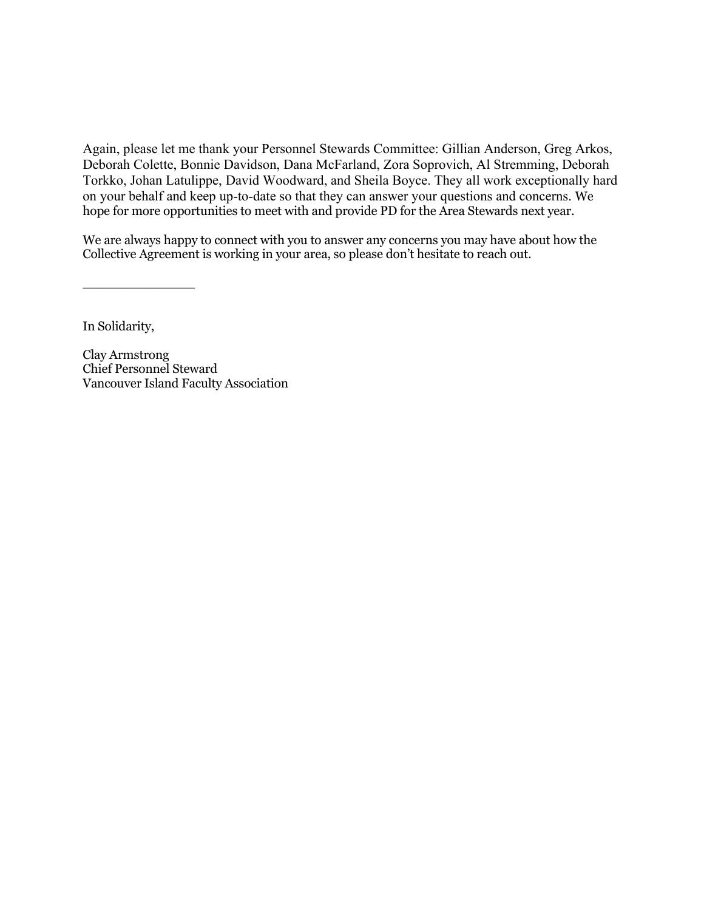Again, please let me thank your Personnel Stewards Committee: Gillian Anderson, Greg Arkos, Deborah Colette, Bonnie Davidson, Dana McFarland, Zora Soprovich, Al Stremming, Deborah Torkko, Johan Latulippe, David Woodward, and Sheila Boyce. They all work exceptionally hard on your behalf and keep up-to-date so that they can answer your questions and concerns. We hope for more opportunities to meet with and provide PD for the Area Stewards next year.

We are always happy to connect with you to answer any concerns you may have about how the Collective Agreement is working in your area, so please don't hesitate to reach out.

_______________

In Solidarity,

Clay Armstrong
Chief Personnel Steward
Vancouver Island Faculty Association